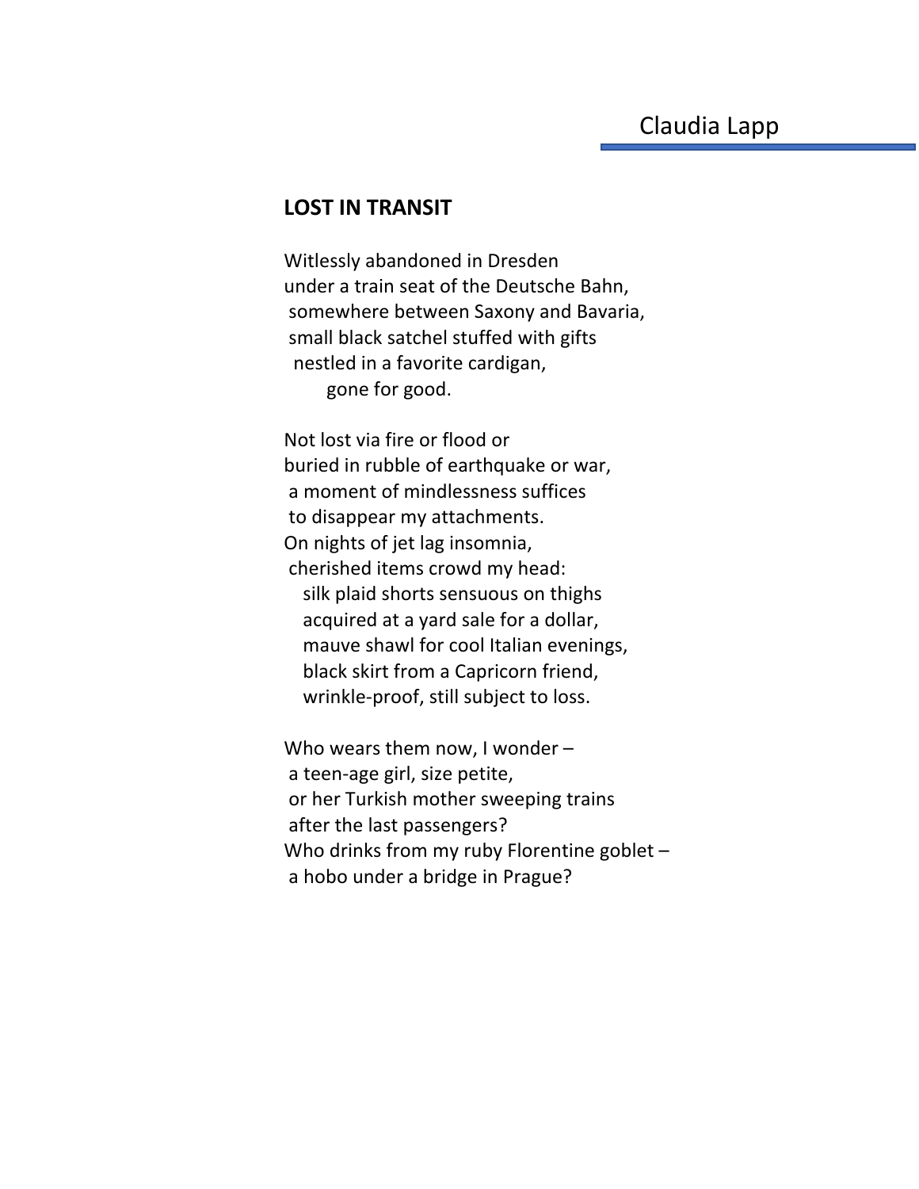Claudia Lapp

## LOST IN TRANSIT

Witlessly abandoned in Dresden  
under a train seat of the Deutsche Bahn,  
somewhere between Saxony and Bavaria,  
small black satchel stuffed with gifts  
nestled in a favorite cardigan,  
gone for good.

Not lost via fire or flood or  
buried in rubble of earthquake or war,  
a moment of mindlessness suffices  
to disappear my attachments.  
On nights of jet lag insomnia,  
cherished items crowd my head:  
silk plaid shorts sensuous on thighs  
acquired at a yard sale for a dollar,  
mauve shawl for cool Italian evenings,  
black skirt from a Capricorn friend,  
wrinkle-proof, still subject to loss.

Who wears them now, I wonder –  
a teen-age girl, size petite,  
or her Turkish mother sweeping trains  
after the last passengers?  
Who drinks from my ruby Florentine goblet –  
a hobo under a bridge in Prague?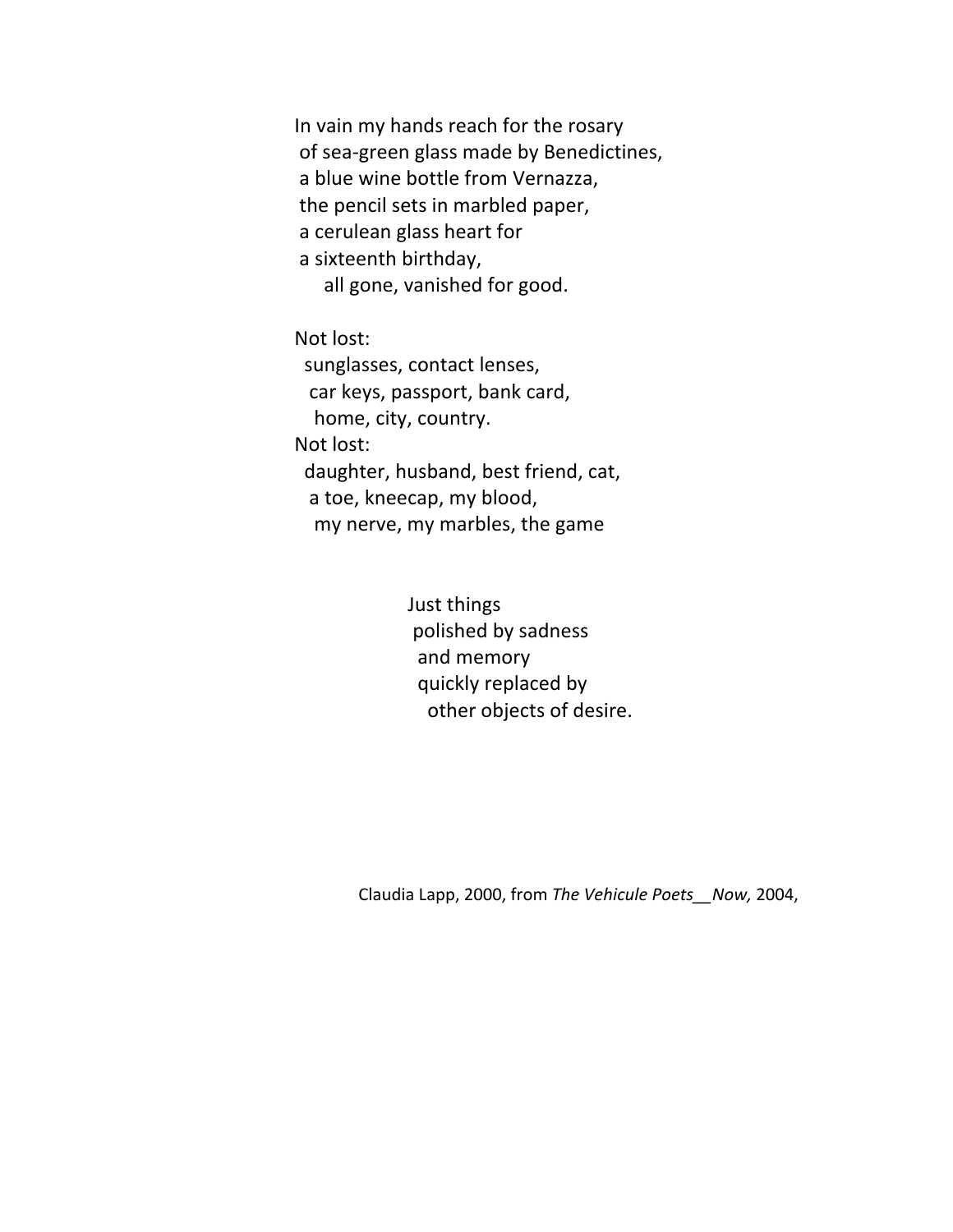In vain my hands reach for the rosary  
of sea-green glass made by Benedictines,  
a blue wine bottle from Vernazza,  
the pencil sets in marbled paper,  
a cerulean glass heart for  
a sixteenth birthday,  
all gone, vanished for good.

Not lost:  
sunglasses, contact lenses,  
car keys, passport, bank card,  
home, city, country.  
Not lost:  
daughter, husband, best friend, cat,  
a toe, kneecap, my blood,  
my nerve, my marbles, the game

Just things  
polished by sadness  
and memory  
quickly replaced by  
other objects of desire.

Claudia Lapp, 2000, from *The Vehicule Poets__Now,* 2004,